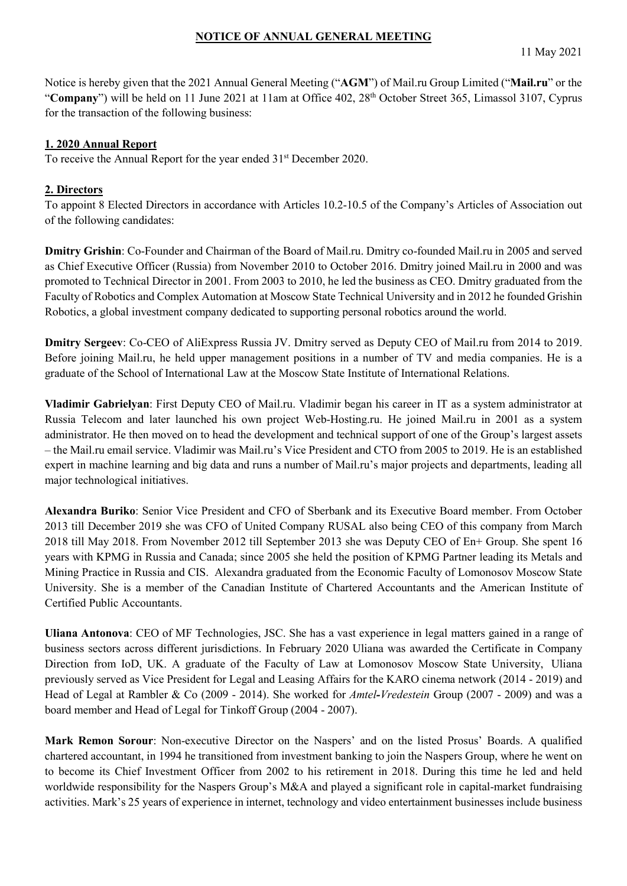## NOTICE OF ANNUAL GENERAL MEETING

11 May 2021

Notice is hereby given that the 2021 Annual General Meeting ("**AGM**") of Mail.ru Group Limited ("**Mail.ru**" or the "**Company**") will be held on 11 June 2021 at 11am at Office 402, 28th October Street 365, Limassol 3107, Cyprus for the transaction of the following business:

### 1. 2020 Annual Report

To receive the Annual Report for the year ended 31st December 2020.

### 2. Directors

To appoint 8 Elected Directors in accordance with Articles 10.2-10.5 of the Company's Articles of Association out of the following candidates:

**Dmitry Grishin**: Co-Founder and Chairman of the Board of Mail.ru. Dmitry co-founded Mail.ru in 2005 and served as Chief Executive Officer (Russia) from November 2010 to October 2016. Dmitry joined Mail.ru in 2000 and was promoted to Technical Director in 2001. From 2003 to 2010, he led the business as CEO. Dmitry graduated from the Faculty of Robotics and Complex Automation at Moscow State Technical University and in 2012 he founded Grishin Robotics, a global investment company dedicated to supporting personal robotics around the world.

**Dmitry Sergeev**: Co-CEO of AliExpress Russia JV. Dmitry served as Deputy CEO of Mail.ru from 2014 to 2019. Before joining Mail.ru, he held upper management positions in a number of TV and media companies. He is a graduate of the School of International Law at the Moscow State Institute of International Relations.

**Vladimir Gabrielyan**: First Deputy CEO of Mail.ru. Vladimir began his career in IT as a system administrator at Russia Telecom and later launched his own project Web-Hosting.ru. He joined Mail.ru in 2001 as a system administrator. He then moved on to head the development and technical support of one of the Group's largest assets – the Mail.ru email service. Vladimir was Mail.ru's Vice President and CTO from 2005 to 2019. He is an established expert in machine learning and big data and runs a number of Mail.ru's major projects and departments, leading all major technological initiatives.

**Alexandra Buriko**: Senior Vice President and CFO of Sberbank and its Executive Board member. From October 2013 till December 2019 she was CFO of United Company RUSAL also being CEO of this company from March 2018 till May 2018. From November 2012 till September 2013 she was Deputy CEO of En+ Group. She spent 16 years with KPMG in Russia and Canada; since 2005 she held the position of KPMG Partner leading its Metals and Mining Practice in Russia and CIS. Alexandra graduated from the Economic Faculty of Lomonosov Moscow State University. She is a member of the Canadian Institute of Chartered Accountants and the American Institute of Certified Public Accountants.

**Uliana Antonova**: CEO of MF Technologies, JSC. She has a vast experience in legal matters gained in a range of business sectors across different jurisdictions. In February 2020 Uliana was awarded the Certificate in Company Direction from IoD, UK. A graduate of the Faculty of Law at Lomonosov Moscow State University, Uliana previously served as Vice President for Legal and Leasing Affairs for the KARO cinema network (2014 - 2019) and Head of Legal at Rambler & Co (2009 - 2014). She worked for *Amtel-Vredestein* Group (2007 - 2009) and was a board member and Head of Legal for Tinkoff Group (2004 - 2007).

**Mark Remon Sorour**: Non-executive Director on the Naspers' and on the listed Prosus' Boards. A qualified chartered accountant, in 1994 he transitioned from investment banking to join the Naspers Group, where he went on to become its Chief Investment Officer from 2002 to his retirement in 2018. During this time he led and held worldwide responsibility for the Naspers Group's M&A and played a significant role in capital-market fundraising activities. Mark's 25 years of experience in internet, technology and video entertainment businesses include business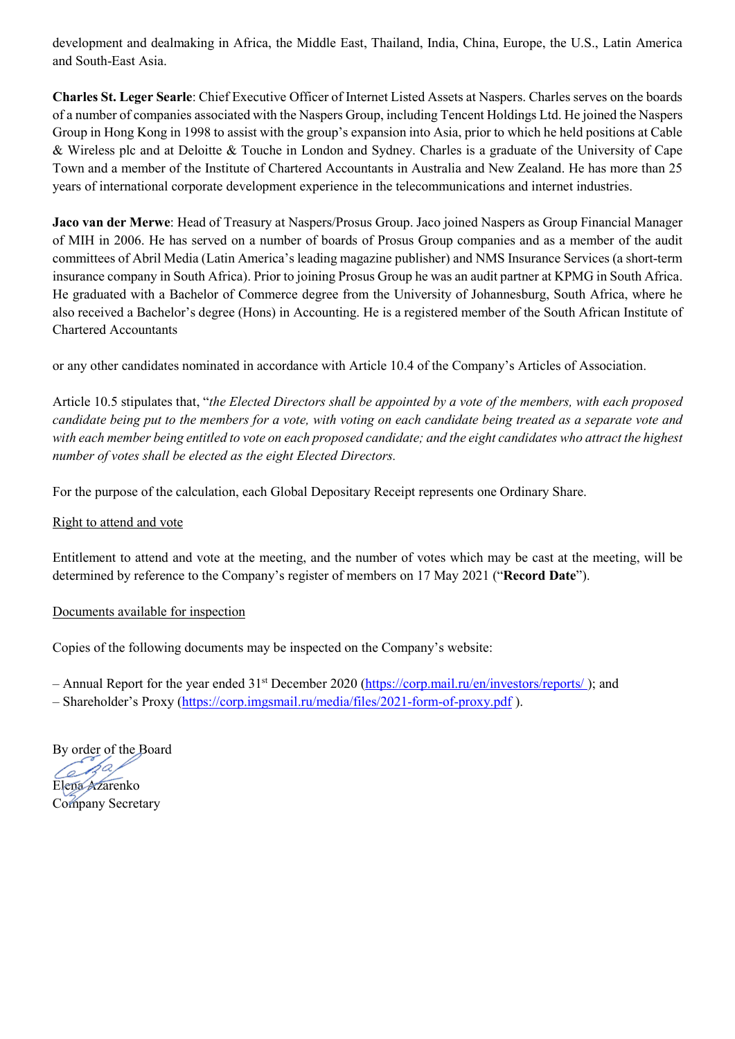development and dealmaking in Africa, the Middle East, Thailand, India, China, Europe, the U.S., Latin America and South-East Asia.

**Charles St. Leger Searle**: Chief Executive Officer of Internet Listed Assets at Naspers. Charles serves on the boards of a number of companies associated with the Naspers Group, including Tencent Holdings Ltd. He joined the Naspers Group in Hong Kong in 1998 to assist with the group's expansion into Asia, prior to which he held positions at Cable & Wireless plc and at Deloitte & Touche in London and Sydney. Charles is a graduate of the University of Cape Town and a member of the Institute of Chartered Accountants in Australia and New Zealand. He has more than 25 years of international corporate development experience in the telecommunications and internet industries.

**Jaco van der Merwe**: Head of Treasury at Naspers/Prosus Group. Jaco joined Naspers as Group Financial Manager of MIH in 2006. He has served on a number of boards of Prosus Group companies and as a member of the audit committees of Abril Media (Latin America's leading magazine publisher) and NMS Insurance Services (a short-term insurance company in South Africa). Prior to joining Prosus Group he was an audit partner at KPMG in South Africa. He graduated with a Bachelor of Commerce degree from the University of Johannesburg, South Africa, where he also received a Bachelor's degree (Hons) in Accounting. He is a registered member of the South African Institute of Chartered Accountants

or any other candidates nominated in accordance with Article 10.4 of the Company's Articles of Association.

Article 10.5 stipulates that, "*the Elected Directors shall be appointed by a vote of the members, with each proposed candidate being put to the members for a vote, with voting on each candidate being treated as a separate vote and with each member being entitled to vote on each proposed candidate; and the eight candidates who attract the highest number of votes shall be elected as the eight Elected Directors.*

For the purpose of the calculation, each Global Depositary Receipt represents one Ordinary Share.

Right to attend and vote

Entitlement to attend and vote at the meeting, and the number of votes which may be cast at the meeting, will be determined by reference to the Company's register of members on 17 May 2021 ("**Record Date**").

Documents available for inspection

Copies of the following documents may be inspected on the Company's website:

– Annual Report for the year ended 31st December 2020 (https://corp.mail.ru/en/investors/reports/ ); and
– Shareholder's Proxy (https://corp.imgsmail.ru/media/files/2021-form-of-proxy.pdf ).

By order of the Board

Elena Azarenko
Company Secretary